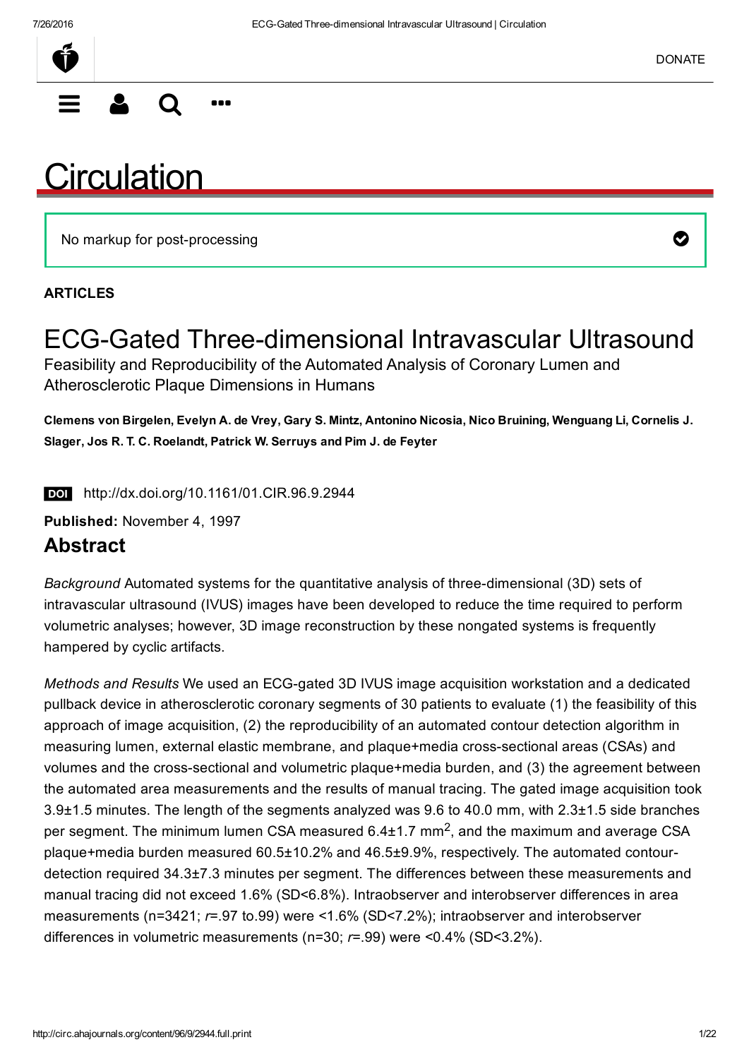# Circulation

No markup for post-processing

**ARTICLES**

# ECG-Gated Three-dimensional Intravascular Ultrasound

Feasibility and Reproducibility of the Automated Analysis of Coronary Lumen and Atherosclerotic Plaque Dimensions in Humans

**Clemens von Birgelen, Evelyn A. de Vrey, Gary S. Mintz, Antonino Nicosia, Nico Bruining, Wenguang Li, Cornelis J. Slager, Jos R. T. C. Roelandt, Patrick W. Serruys and Pim J. de Feyter**

**DOI** http://dx.doi.org/10.1161/01.CIR.96.9.2944

**Published:** November 4, 1997

## Abstract

*Background* Automated systems for the quantitative analysis of three-dimensional (3D) sets of intravascular ultrasound (IVUS) images have been developed to reduce the time required to perform volumetric analyses; however, 3D image reconstruction by these nongated systems is frequently hampered by cyclic artifacts.

*Methods and Results* We used an ECG-gated 3D IVUS image acquisition workstation and a dedicated pullback device in atherosclerotic coronary segments of 30 patients to evaluate (1) the feasibility of this approach of image acquisition, (2) the reproducibility of an automated contour detection algorithm in measuring lumen, external elastic membrane, and plaque+media cross-sectional areas (CSAs) and volumes and the cross-sectional and volumetric plaque+media burden, and (3) the agreement between the automated area measurements and the results of manual tracing. The gated image acquisition took 3.9±1.5 minutes. The length of the segments analyzed was 9.6 to 40.0 mm, with 2.3±1.5 side branches per segment. The minimum lumen CSA measured 6.4±1.7 mm$^2$, and the maximum and average CSA plaque+media burden measured 60.5±10.2% and 46.5±9.9%, respectively. The automated contour-detection required 34.3±7.3 minutes per segment. The differences between these measurements and manual tracing did not exceed 1.6% (SD<6.8%). Intraobserver and interobserver differences in area measurements (n=3421; $r$=.97 to.99) were <1.6% (SD<7.2%); intraobserver and interobserver differences in volumetric measurements (n=30; $r$=.99) were <0.4% (SD<3.2%).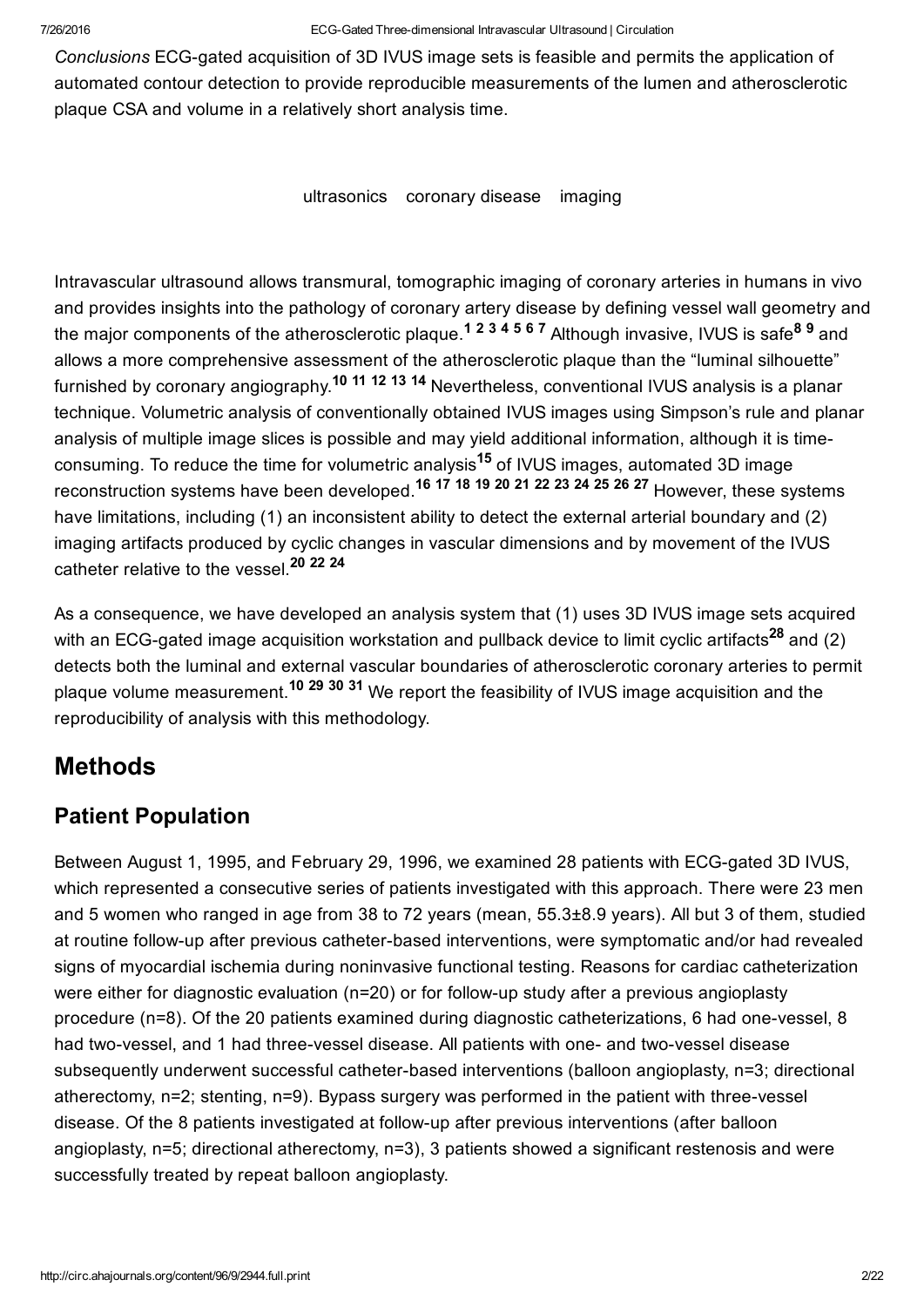*Conclusions* ECG-gated acquisition of 3D IVUS image sets is feasible and permits the application of automated contour detection to provide reproducible measurements of the lumen and atherosclerotic plaque CSA and volume in a relatively short analysis time.

ultrasonics    coronary disease    imaging

Intravascular ultrasound allows transmural, tomographic imaging of coronary arteries in humans in vivo and provides insights into the pathology of coronary artery disease by defining vessel wall geometry and the major components of the atherosclerotic plaque.[1 2 3 4 5 6 7] Although invasive, IVUS is safe[8 9] and allows a more comprehensive assessment of the atherosclerotic plaque than the "luminal silhouette" furnished by coronary angiography.[10 11 12 13 14] Nevertheless, conventional IVUS analysis is a planar technique. Volumetric analysis of conventionally obtained IVUS images using Simpson's rule and planar analysis of multiple image slices is possible and may yield additional information, although it is time-consuming. To reduce the time for volumetric analysis[15] of IVUS images, automated 3D image reconstruction systems have been developed.[16 17 18 19 20 21 22 23 24 25 26 27] However, these systems have limitations, including (1) an inconsistent ability to detect the external arterial boundary and (2) imaging artifacts produced by cyclic changes in vascular dimensions and by movement of the IVUS catheter relative to the vessel.[20 22 24]

As a consequence, we have developed an analysis system that (1) uses 3D IVUS image sets acquired with an ECG-gated image acquisition workstation and pullback device to limit cyclic artifacts[28] and (2) detects both the luminal and external vascular boundaries of atherosclerotic coronary arteries to permit plaque volume measurement.[10 29 30 31] We report the feasibility of IVUS image acquisition and the reproducibility of analysis with this methodology.

# Methods

## Patient Population

Between August 1, 1995, and February 29, 1996, we examined 28 patients with ECG-gated 3D IVUS, which represented a consecutive series of patients investigated with this approach. There were 23 men and 5 women who ranged in age from 38 to 72 years (mean, 55.3±8.9 years). All but 3 of them, studied at routine follow-up after previous catheter-based interventions, were symptomatic and/or had revealed signs of myocardial ischemia during noninvasive functional testing. Reasons for cardiac catheterization were either for diagnostic evaluation (n=20) or for follow-up study after a previous angioplasty procedure (n=8). Of the 20 patients examined during diagnostic catheterizations, 6 had one-vessel, 8 had two-vessel, and 1 had three-vessel disease. All patients with one- and two-vessel disease subsequently underwent successful catheter-based interventions (balloon angioplasty, n=3; directional atherectomy, n=2; stenting, n=9). Bypass surgery was performed in the patient with three-vessel disease. Of the 8 patients investigated at follow-up after previous interventions (after balloon angioplasty, n=5; directional atherectomy, n=3), 3 patients showed a significant restenosis and were successfully treated by repeat balloon angioplasty.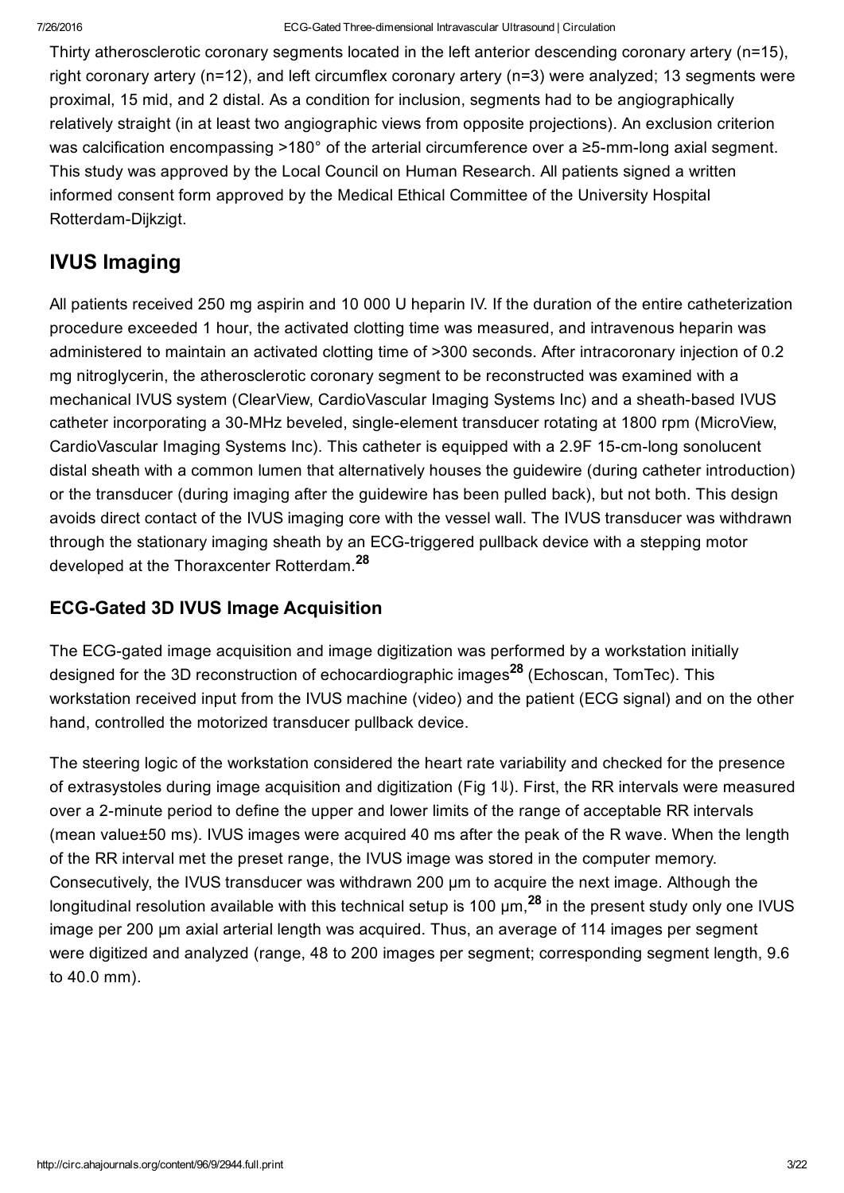Thirty atherosclerotic coronary segments located in the left anterior descending coronary artery (n=15), right coronary artery (n=12), and left circumflex coronary artery (n=3) were analyzed; 13 segments were proximal, 15 mid, and 2 distal. As a condition for inclusion, segments had to be angiographically relatively straight (in at least two angiographic views from opposite projections). An exclusion criterion was calcification encompassing >180° of the arterial circumference over a ≥5-mm-long axial segment. This study was approved by the Local Council on Human Research. All patients signed a written informed consent form approved by the Medical Ethical Committee of the University Hospital Rotterdam-Dijkzigt.

## IVUS Imaging

All patients received 250 mg aspirin and 10 000 U heparin IV. If the duration of the entire catheterization procedure exceeded 1 hour, the activated clotting time was measured, and intravenous heparin was administered to maintain an activated clotting time of >300 seconds. After intracoronary injection of 0.2 mg nitroglycerin, the atherosclerotic coronary segment to be reconstructed was examined with a mechanical IVUS system (ClearView, CardioVascular Imaging Systems Inc) and a sheath-based IVUS catheter incorporating a 30-MHz beveled, single-element transducer rotating at 1800 rpm (MicroView, CardioVascular Imaging Systems Inc). This catheter is equipped with a 2.9F 15-cm-long sonolucent distal sheath with a common lumen that alternatively houses the guidewire (during catheter introduction) or the transducer (during imaging after the guidewire has been pulled back), but not both. This design avoids direct contact of the IVUS imaging core with the vessel wall. The IVUS transducer was withdrawn through the stationary imaging sheath by an ECG-triggered pullback device with a stepping motor developed at the Thoraxcenter Rotterdam.[28]

### ECG-Gated 3D IVUS Image Acquisition

The ECG-gated image acquisition and image digitization was performed by a workstation initially designed for the 3D reconstruction of echocardiographic images[28] (Echoscan, TomTec). This workstation received input from the IVUS machine (video) and the patient (ECG signal) and on the other hand, controlled the motorized transducer pullback device.

The steering logic of the workstation considered the heart rate variability and checked for the presence of extrasystoles during image acquisition and digitization (Fig 1⇓). First, the RR intervals were measured over a 2-minute period to define the upper and lower limits of the range of acceptable RR intervals (mean value±50 ms). IVUS images were acquired 40 ms after the peak of the R wave. When the length of the RR interval met the preset range, the IVUS image was stored in the computer memory. Consecutively, the IVUS transducer was withdrawn 200 μm to acquire the next image. Although the longitudinal resolution available with this technical setup is 100 μm,[28] in the present study only one IVUS image per 200 μm axial arterial length was acquired. Thus, an average of 114 images per segment were digitized and analyzed (range, 48 to 200 images per segment; corresponding segment length, 9.6 to 40.0 mm).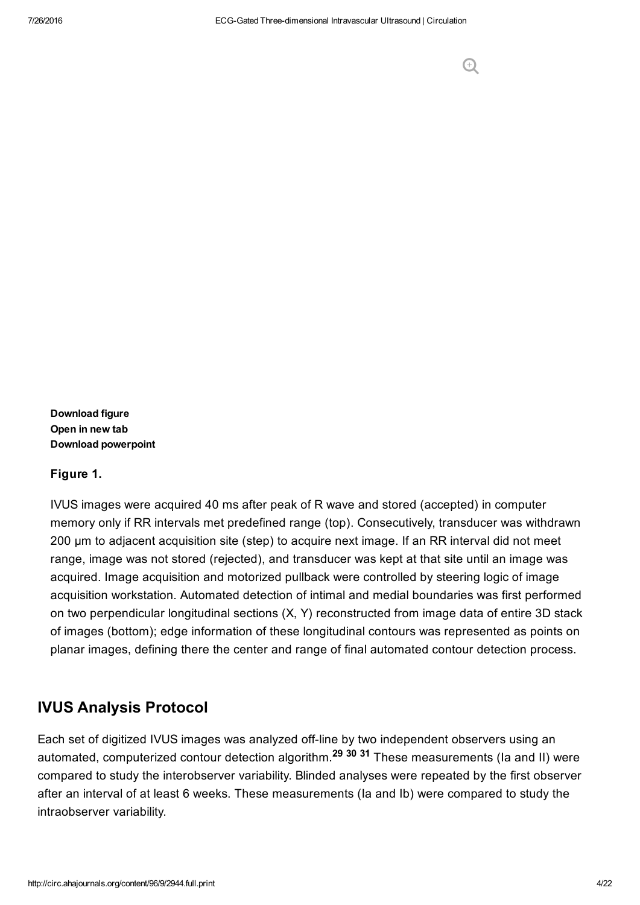Download figure
Open in new tab
Download powerpoint

**Figure 1.**

IVUS images were acquired 40 ms after peak of R wave and stored (accepted) in computer memory only if RR intervals met predefined range (top). Consecutively, transducer was withdrawn 200 μm to adjacent acquisition site (step) to acquire next image. If an RR interval did not meet range, image was not stored (rejected), and transducer was kept at that site until an image was acquired. Image acquisition and motorized pullback were controlled by steering logic of image acquisition workstation. Automated detection of intimal and medial boundaries was first performed on two perpendicular longitudinal sections (X, Y) reconstructed from image data of entire 3D stack of images (bottom); edge information of these longitudinal contours was represented as points on planar images, defining there the center and range of final automated contour detection process.

## IVUS Analysis Protocol

Each set of digitized IVUS images was analyzed off-line by two independent observers using an automated, computerized contour detection algorithm.[29 30 31] These measurements (Ia and II) were compared to study the interobserver variability. Blinded analyses were repeated by the first observer after an interval of at least 6 weeks. These measurements (Ia and Ib) were compared to study the intraobserver variability.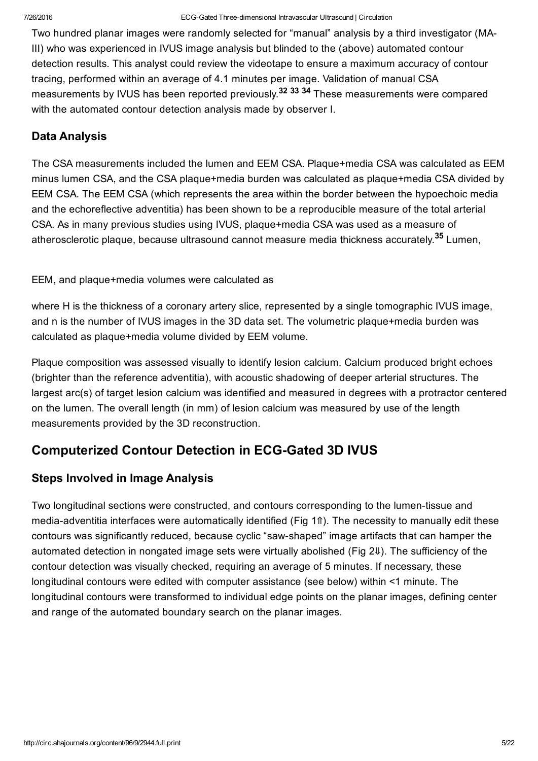Two hundred planar images were randomly selected for “manual” analysis by a third investigator (MA-III) who was experienced in IVUS image analysis but blinded to the (above) automated contour detection results. This analyst could review the videotape to ensure a maximum accuracy of contour tracing, performed within an average of 4.1 minutes per image. Validation of manual CSA measurements by IVUS has been reported previously.[32 33 34] These measurements were compared with the automated contour detection analysis made by observer I.

### Data Analysis

The CSA measurements included the lumen and EEM CSA. Plaque+media CSA was calculated as EEM minus lumen CSA, and the CSA plaque+media burden was calculated as plaque+media CSA divided by EEM CSA. The EEM CSA (which represents the area within the border between the hypoechoic media and the echoreflective adventitia) has been shown to be a reproducible measure of the total arterial CSA. As in many previous studies using IVUS, plaque+media CSA was used as a measure of atherosclerotic plaque, because ultrasound cannot measure media thickness accurately.[35] Lumen,

EEM, and plaque+media volumes were calculated as

where H is the thickness of a coronary artery slice, represented by a single tomographic IVUS image, and n is the number of IVUS images in the 3D data set. The volumetric plaque+media burden was calculated as plaque+media volume divided by EEM volume.

Plaque composition was assessed visually to identify lesion calcium. Calcium produced bright echoes (brighter than the reference adventitia), with acoustic shadowing of deeper arterial structures. The largest arc(s) of target lesion calcium was identified and measured in degrees with a protractor centered on the lumen. The overall length (in mm) of lesion calcium was measured by use of the length measurements provided by the 3D reconstruction.

## Computerized Contour Detection in ECG-Gated 3D IVUS

### Steps Involved in Image Analysis

Two longitudinal sections were constructed, and contours corresponding to the lumen-tissue and media-adventitia interfaces were automatically identified (Fig 1⇑). The necessity to manually edit these contours was significantly reduced, because cyclic “saw-shaped” image artifacts that can hamper the automated detection in nongated image sets were virtually abolished (Fig 2⇓). The sufficiency of the contour detection was visually checked, requiring an average of 5 minutes. If necessary, these longitudinal contours were edited with computer assistance (see below) within <1 minute. The longitudinal contours were transformed to individual edge points on the planar images, defining center and range of the automated boundary search on the planar images.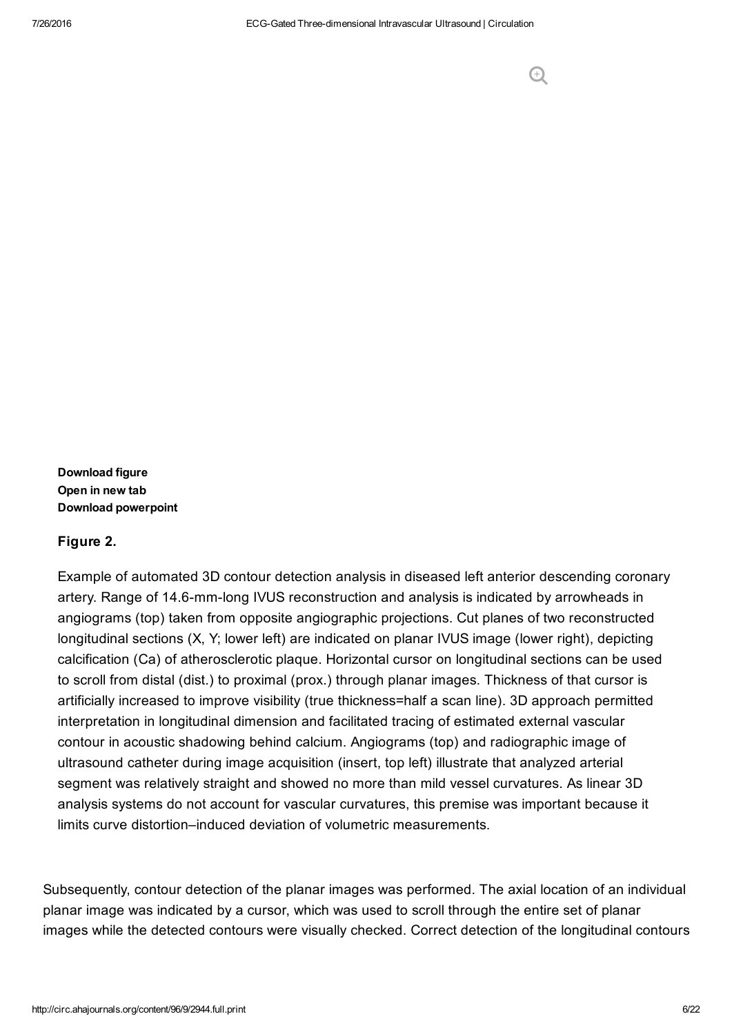Download figure
Open in new tab
Download powerpoint

**Figure 2.**

Example of automated 3D contour detection analysis in diseased left anterior descending coronary artery. Range of 14.6-mm-long IVUS reconstruction and analysis is indicated by arrowheads in angiograms (top) taken from opposite angiographic projections. Cut planes of two reconstructed longitudinal sections (X, Y; lower left) are indicated on planar IVUS image (lower right), depicting calcification (Ca) of atherosclerotic plaque. Horizontal cursor on longitudinal sections can be used to scroll from distal (dist.) to proximal (prox.) through planar images. Thickness of that cursor is artificially increased to improve visibility (true thickness=half a scan line). 3D approach permitted interpretation in longitudinal dimension and facilitated tracing of estimated external vascular contour in acoustic shadowing behind calcium. Angiograms (top) and radiographic image of ultrasound catheter during image acquisition (insert, top left) illustrate that analyzed arterial segment was relatively straight and showed no more than mild vessel curvatures. As linear 3D analysis systems do not account for vascular curvatures, this premise was important because it limits curve distortion–induced deviation of volumetric measurements.

Subsequently, contour detection of the planar images was performed. The axial location of an individual planar image was indicated by a cursor, which was used to scroll through the entire set of planar images while the detected contours were visually checked. Correct detection of the longitudinal contours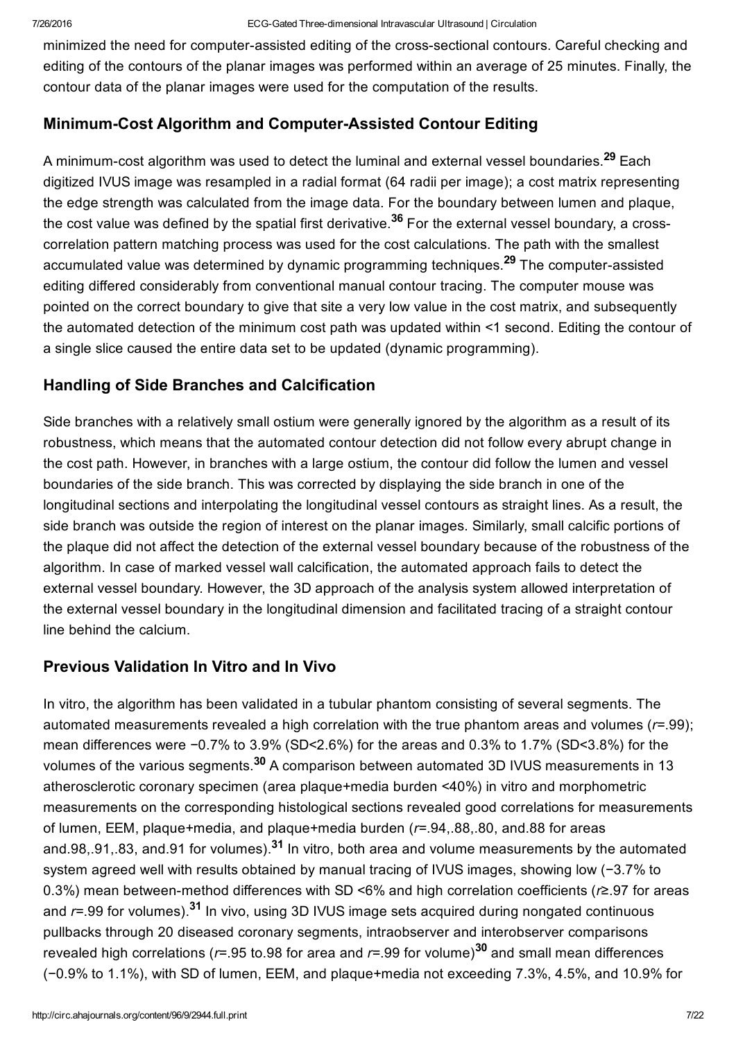minimized the need for computer-assisted editing of the cross-sectional contours. Careful checking and editing of the contours of the planar images was performed within an average of 25 minutes. Finally, the contour data of the planar images were used for the computation of the results.

## Minimum-Cost Algorithm and Computer-Assisted Contour Editing

A minimum-cost algorithm was used to detect the luminal and external vessel boundaries.[29] Each digitized IVUS image was resampled in a radial format (64 radii per image); a cost matrix representing the edge strength was calculated from the image data. For the boundary between lumen and plaque, the cost value was defined by the spatial first derivative.[36] For the external vessel boundary, a cross-correlation pattern matching process was used for the cost calculations. The path with the smallest accumulated value was determined by dynamic programming techniques.[29] The computer-assisted editing differed considerably from conventional manual contour tracing. The computer mouse was pointed on the correct boundary to give that site a very low value in the cost matrix, and subsequently the automated detection of the minimum cost path was updated within <1 second. Editing the contour of a single slice caused the entire data set to be updated (dynamic programming).

## Handling of Side Branches and Calcification

Side branches with a relatively small ostium were generally ignored by the algorithm as a result of its robustness, which means that the automated contour detection did not follow every abrupt change in the cost path. However, in branches with a large ostium, the contour did follow the lumen and vessel boundaries of the side branch. This was corrected by displaying the side branch in one of the longitudinal sections and interpolating the longitudinal vessel contours as straight lines. As a result, the side branch was outside the region of interest on the planar images. Similarly, small calcific portions of the plaque did not affect the detection of the external vessel boundary because of the robustness of the algorithm. In case of marked vessel wall calcification, the automated approach fails to detect the external vessel boundary. However, the 3D approach of the analysis system allowed interpretation of the external vessel boundary in the longitudinal dimension and facilitated tracing of a straight contour line behind the calcium.

## Previous Validation In Vitro and In Vivo

In vitro, the algorithm has been validated in a tubular phantom consisting of several segments. The automated measurements revealed a high correlation with the true phantom areas and volumes ($r$=.99); mean differences were −0.7% to 3.9% (SD<2.6%) for the areas and 0.3% to 1.7% (SD<3.8%) for the volumes of the various segments.[30] A comparison between automated 3D IVUS measurements in 13 atherosclerotic coronary specimen (area plaque+media burden <40%) in vitro and morphometric measurements on the corresponding histological sections revealed good correlations for measurements of lumen, EEM, plaque+media, and plaque+media burden ($r$=.94,.88,.80, and.88 for areas and.98,.91,.83, and.91 for volumes).[31] In vitro, both area and volume measurements by the automated system agreed well with results obtained by manual tracing of IVUS images, showing low (−3.7% to 0.3%) mean between-method differences with SD <6% and high correlation coefficients ($r$≥.97 for areas and $r$=.99 for volumes).[31] In vivo, using 3D IVUS image sets acquired during nongated continuous pullbacks through 20 diseased coronary segments, intraobserver and interobserver comparisons revealed high correlations ($r$=.95 to.98 for area and $r$=.99 for volume)[30] and small mean differences (−0.9% to 1.1%), with SD of lumen, EEM, and plaque+media not exceeding 7.3%, 4.5%, and 10.9% for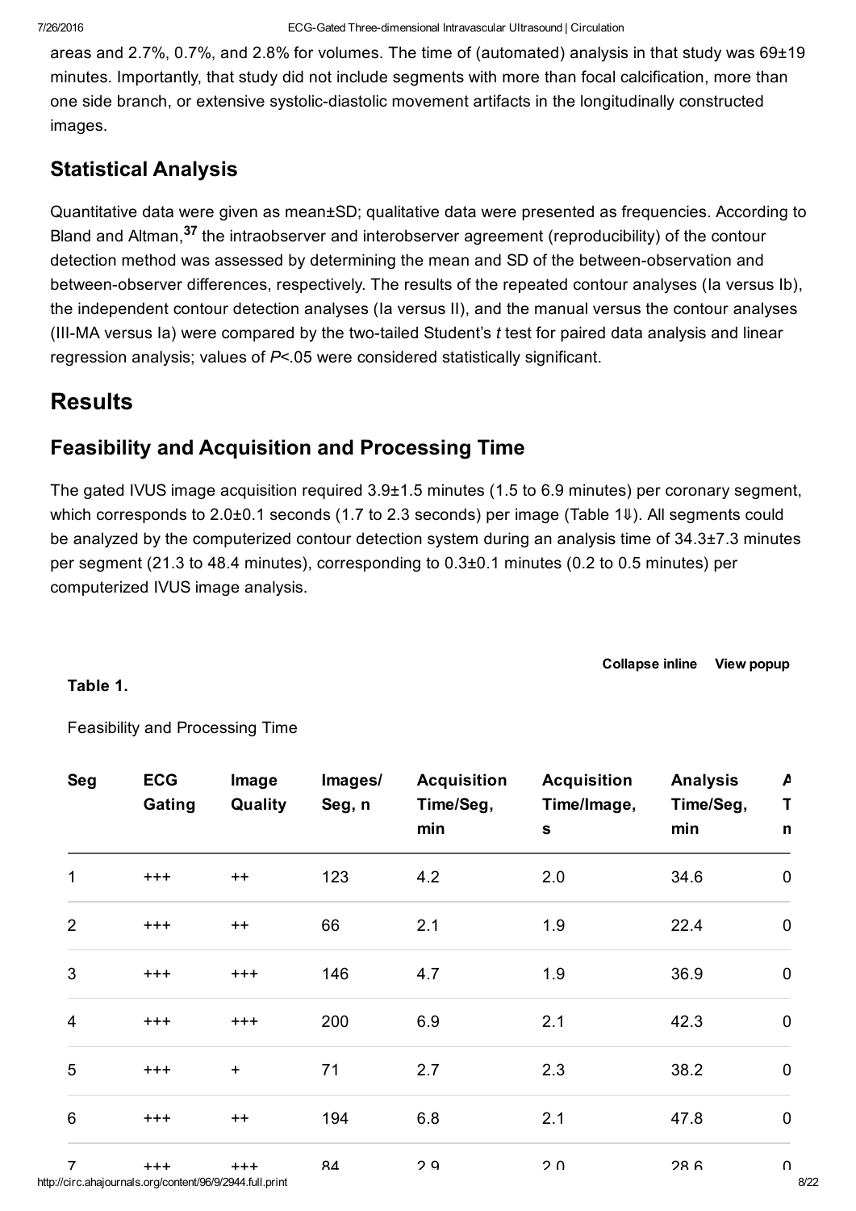areas and 2.7%, 0.7%, and 2.8% for volumes. The time of (automated) analysis in that study was 69±19 minutes. Importantly, that study did not include segments with more than focal calcification, more than one side branch, or extensive systolic-diastolic movement artifacts in the longitudinally constructed images.

## Statistical Analysis

Quantitative data were given as mean±SD; qualitative data were presented as frequencies. According to Bland and Altman,[37] the intraobserver and interobserver agreement (reproducibility) of the contour detection method was assessed by determining the mean and SD of the between-observation and between-observer differences, respectively. The results of the repeated contour analyses (Ia versus Ib), the independent contour detection analyses (Ia versus II), and the manual versus the contour analyses (III-MA versus Ia) were compared by the two-tailed Student's *t* test for paired data analysis and linear regression analysis; values of $P<.05$ were considered statistically significant.

# Results

## Feasibility and Acquisition and Processing Time

The gated IVUS image acquisition required 3.9±1.5 minutes (1.5 to 6.9 minutes) per coronary segment, which corresponds to 2.0±0.1 seconds (1.7 to 2.3 seconds) per image (Table 1⇓). All segments could be analyzed by the computerized contour detection system during an analysis time of 34.3±7.3 minutes per segment (21.3 to 48.4 minutes), corresponding to 0.3±0.1 minutes (0.2 to 0.5 minutes) per computerized IVUS image analysis.

**Table 1.**

Feasibility and Processing Time

| Seg | ECG Gating | Image Quality | Images/Seg, n | Acquisition Time/Seg, min | Acquisition Time/Image, s | Analysis Time/Seg, min | A T n |
|---|---|---|---|---|---|---|---|
| 1 | +++ | ++ | 123 | 4.2 | 2.0 | 34.6 | 0 |
| 2 | +++ | ++ | 66 | 2.1 | 1.9 | 22.4 | 0 |
| 3 | +++ | +++ | 146 | 4.7 | 1.9 | 36.9 | 0 |
| 4 | +++ | +++ | 200 | 6.9 | 2.1 | 42.3 | 0 |
| 5 | +++ | + | 71 | 2.7 | 2.3 | 38.2 | 0 |
| 6 | +++ | ++ | 194 | 6.8 | 2.1 | 47.8 | 0 |
| 7 | +++ | +++ | 84 | 2.9 | 2.0 | 28.6 | 0 |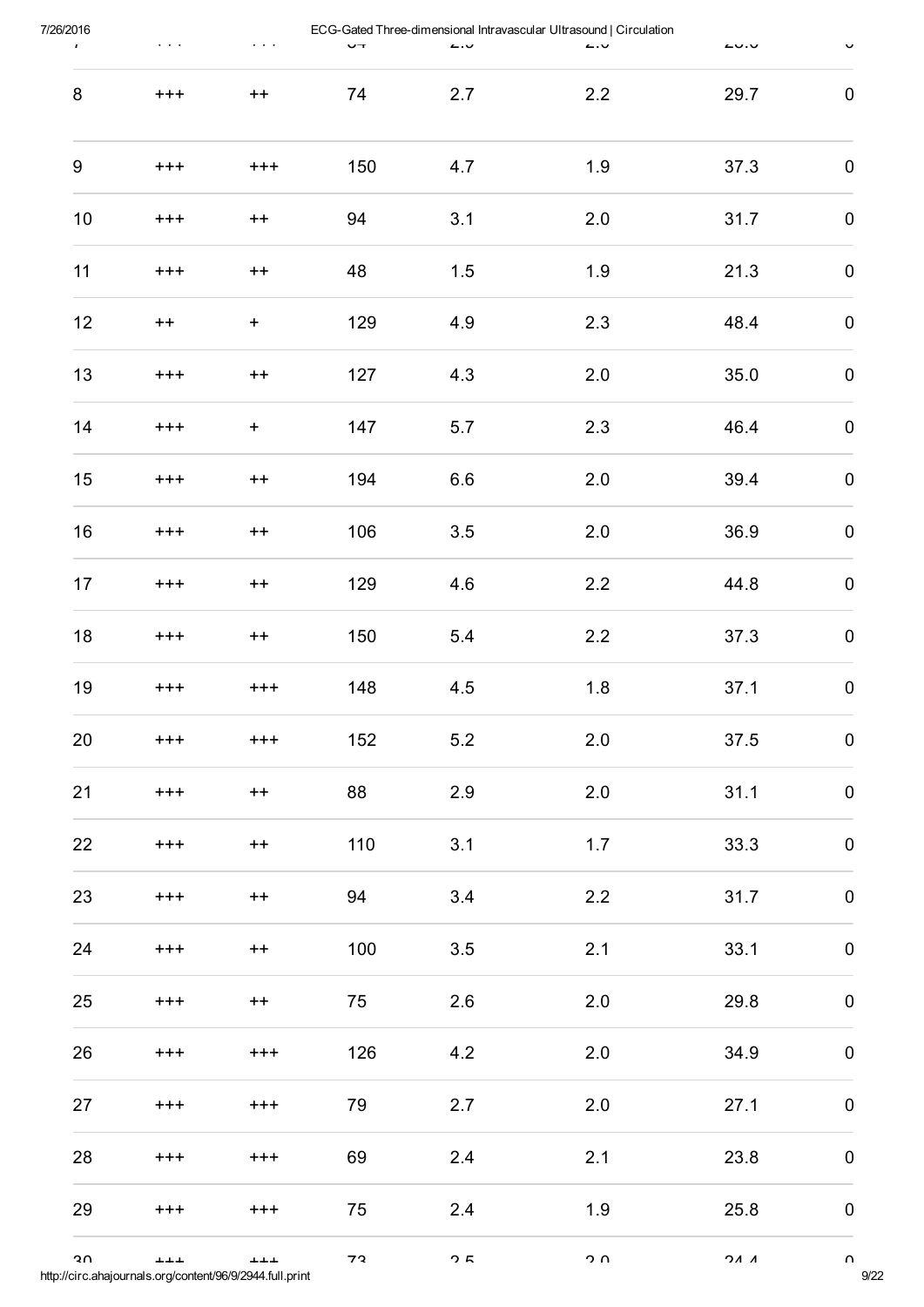| | | | | | | | |
|---|---|---|---|---|---|---|---|
| 8 | +++ | ++ | 74 | 2.7 | 2.2 | 29.7 | 0 |
| 9 | +++ | +++ | 150 | 4.7 | 1.9 | 37.3 | 0 |
| 10 | +++ | ++ | 94 | 3.1 | 2.0 | 31.7 | 0 |
| 11 | +++ | ++ | 48 | 1.5 | 1.9 | 21.3 | 0 |
| 12 | ++ | + | 129 | 4.9 | 2.3 | 48.4 | 0 |
| 13 | +++ | ++ | 127 | 4.3 | 2.0 | 35.0 | 0 |
| 14 | +++ | + | 147 | 5.7 | 2.3 | 46.4 | 0 |
| 15 | +++ | ++ | 194 | 6.6 | 2.0 | 39.4 | 0 |
| 16 | +++ | ++ | 106 | 3.5 | 2.0 | 36.9 | 0 |
| 17 | +++ | ++ | 129 | 4.6 | 2.2 | 44.8 | 0 |
| 18 | +++ | ++ | 150 | 5.4 | 2.2 | 37.3 | 0 |
| 19 | +++ | +++ | 148 | 4.5 | 1.8 | 37.1 | 0 |
| 20 | +++ | +++ | 152 | 5.2 | 2.0 | 37.5 | 0 |
| 21 | +++ | ++ | 88 | 2.9 | 2.0 | 31.1 | 0 |
| 22 | +++ | ++ | 110 | 3.1 | 1.7 | 33.3 | 0 |
| 23 | +++ | ++ | 94 | 3.4 | 2.2 | 31.7 | 0 |
| 24 | +++ | ++ | 100 | 3.5 | 2.1 | 33.1 | 0 |
| 25 | +++ | ++ | 75 | 2.6 | 2.0 | 29.8 | 0 |
| 26 | +++ | +++ | 126 | 4.2 | 2.0 | 34.9 | 0 |
| 27 | +++ | +++ | 79 | 2.7 | 2.0 | 27.1 | 0 |
| 28 | +++ | +++ | 69 | 2.4 | 2.1 | 23.8 | 0 |
| 29 | +++ | +++ | 75 | 2.4 | 1.9 | 25.8 | 0 |
| 30 | +++ | +++ | 73 | 2.5 | 2.0 | 24.4 | 0 |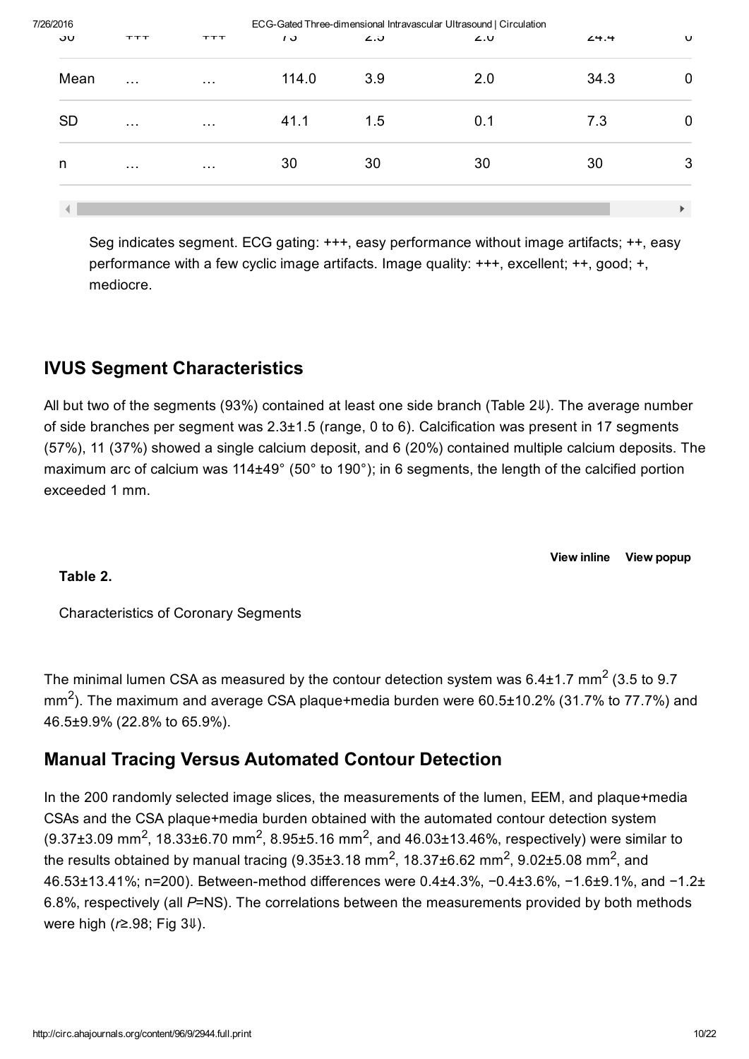| 30 | +++ | +++ | 73 | 2.5 | 2.0 | 24.4 | 0 |
|---|---|---|---|---|---|---|---|
| Mean | … | … | 114.0 | 3.9 | 2.0 | 34.3 | 0 |
| SD | … | … | 41.1 | 1.5 | 0.1 | 7.3 | 0 |
| n | … | … | 30 | 30 | 30 | 30 | 3 |

Seg indicates segment. ECG gating: +++, easy performance without image artifacts; ++, easy performance with a few cyclic image artifacts. Image quality: +++, excellent; ++, good; +, mediocre.

## IVUS Segment Characteristics

All but two of the segments (93%) contained at least one side branch (Table 2⇓). The average number of side branches per segment was 2.3±1.5 (range, 0 to 6). Calcification was present in 17 segments (57%), 11 (37%) showed a single calcium deposit, and 6 (20%) contained multiple calcium deposits. The maximum arc of calcium was 114±49° (50° to 190°); in 6 segments, the length of the calcified portion exceeded 1 mm.

View inline View popup

**Table 2.**

Characteristics of Coronary Segments

The minimal lumen CSA as measured by the contour detection system was 6.4±1.7 $mm^2$ (3.5 to 9.7 $mm^2$). The maximum and average CSA plaque+media burden were 60.5±10.2% (31.7% to 77.7%) and 46.5±9.9% (22.8% to 65.9%).

## Manual Tracing Versus Automated Contour Detection

In the 200 randomly selected image slices, the measurements of the lumen, EEM, and plaque+media CSAs and the CSA plaque+media burden obtained with the automated contour detection system (9.37±3.09 $mm^2$, 18.33±6.70 $mm^2$, 8.95±5.16 $mm^2$, and 46.03±13.46%, respectively) were similar to the results obtained by manual tracing (9.35±3.18 $mm^2$, 18.37±6.62 $mm^2$, 9.02±5.08 $mm^2$, and 46.53±13.41%; n=200). Between-method differences were 0.4±4.3%, −0.4±3.6%, −1.6±9.1%, and −1.2±6.8%, respectively (all $P$=NS). The correlations between the measurements provided by both methods were high ($r \geq .98$; Fig 3⇓).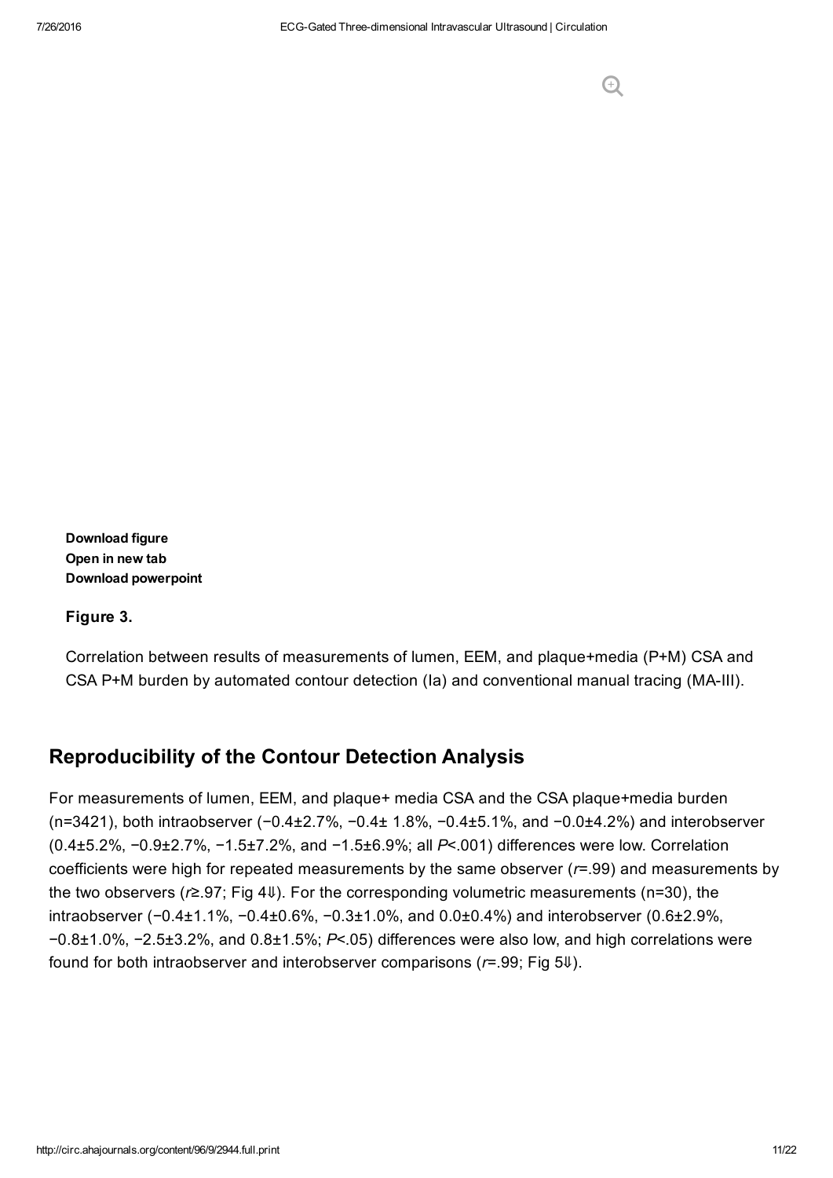Download figure
Open in new tab
Download powerpoint

**Figure 3.**

Correlation between results of measurements of lumen, EEM, and plaque+media (P+M) CSA and CSA P+M burden by automated contour detection (Ia) and conventional manual tracing (MA-III).

## Reproducibility of the Contour Detection Analysis

For measurements of lumen, EEM, and plaque+ media CSA and the CSA plaque+media burden (n=3421), both intraobserver (−0.4±2.7%, −0.4± 1.8%, −0.4±5.1%, and −0.0±4.2%) and interobserver (0.4±5.2%, −0.9±2.7%, −1.5±7.2%, and −1.5±6.9%; all $P<.001$) differences were low. Correlation coefficients were high for repeated measurements by the same observer ($r=.99$) and measurements by the two observers ($r\geq.97$; Fig 4⇓). For the corresponding volumetric measurements (n=30), the intraobserver (−0.4±1.1%, −0.4±0.6%, −0.3±1.0%, and 0.0±0.4%) and interobserver (0.6±2.9%, −0.8±1.0%, −2.5±3.2%, and 0.8±1.5%; $P<.05$) differences were also low, and high correlations were found for both intraobserver and interobserver comparisons ($r=.99$; Fig 5⇓).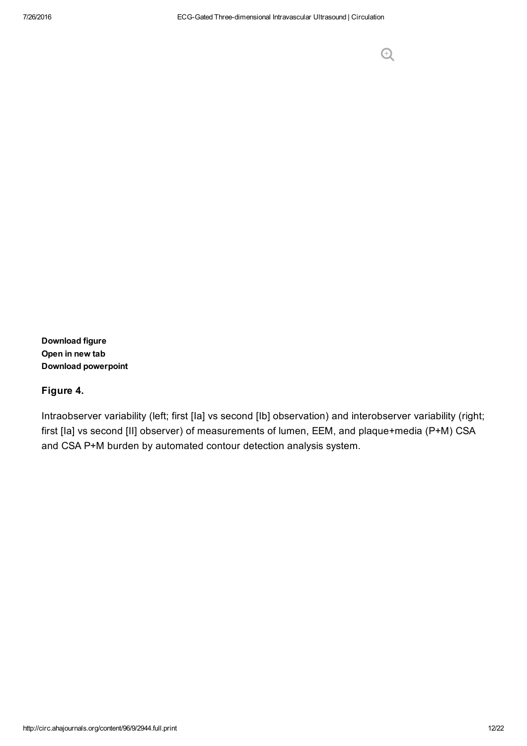Download figure
Open in new tab
Download powerpoint

**Figure 4.**

Intraobserver variability (left; first [Ia] vs second [Ib] observation) and interobserver variability (right; first [Ia] vs second [II] observer) of measurements of lumen, EEM, and plaque+media (P+M) CSA and CSA P+M burden by automated contour detection analysis system.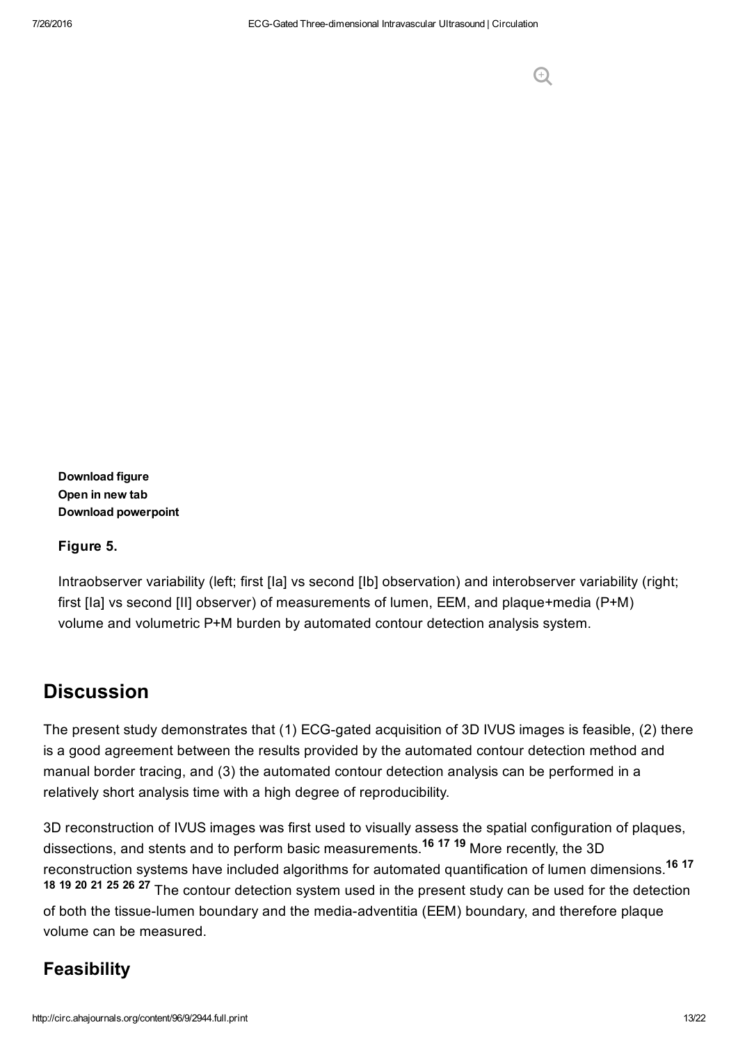Download figure
Open in new tab
Download powerpoint

**Figure 5.**

Intraobserver variability (left; first [Ia] vs second [Ib] observation) and interobserver variability (right; first [Ia] vs second [II] observer) of measurements of lumen, EEM, and plaque+media (P+M) volume and volumetric P+M burden by automated contour detection analysis system.

## Discussion

The present study demonstrates that (1) ECG-gated acquisition of 3D IVUS images is feasible, (2) there is a good agreement between the results provided by the automated contour detection method and manual border tracing, and (3) the automated contour detection analysis can be performed in a relatively short analysis time with a high degree of reproducibility.

3D reconstruction of IVUS images was first used to visually assess the spatial configuration of plaques, dissections, and stents and to perform basic measurements.[16,17,19] More recently, the 3D reconstruction systems have included algorithms for automated quantification of lumen dimensions.[16,17,18,19,20,21,25,26,27] The contour detection system used in the present study can be used for the detection of both the tissue-lumen boundary and the media-adventitia (EEM) boundary, and therefore plaque volume can be measured.

### Feasibility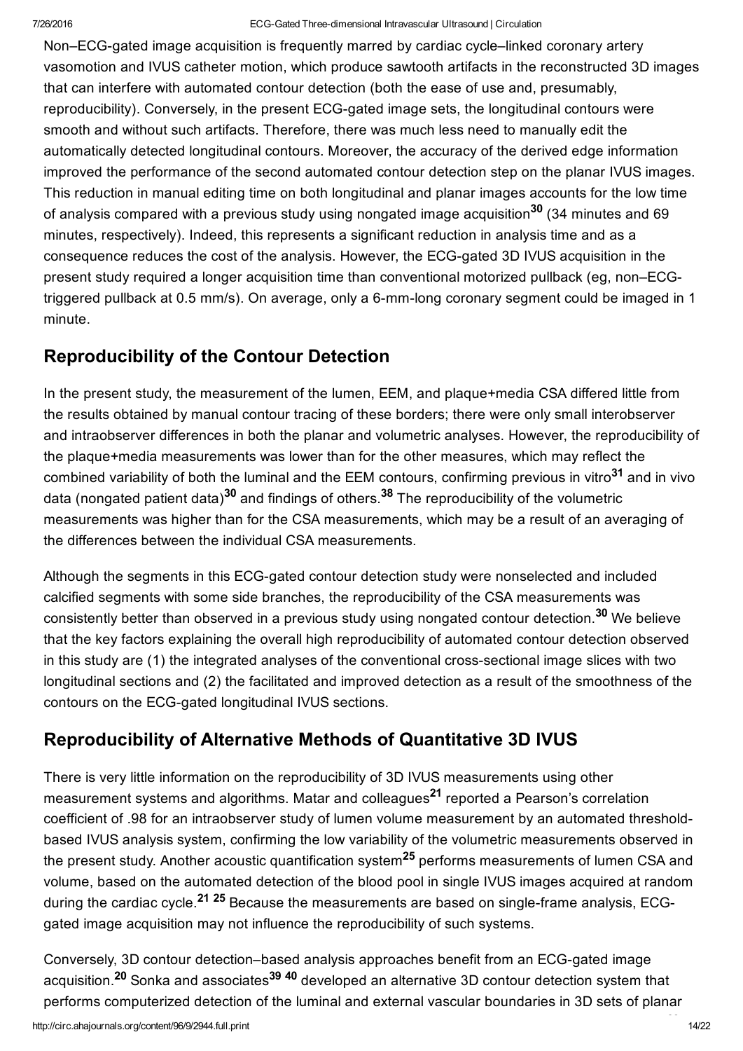Non–ECG-gated image acquisition is frequently marred by cardiac cycle–linked coronary artery vasomotion and IVUS catheter motion, which produce sawtooth artifacts in the reconstructed 3D images that can interfere with automated contour detection (both the ease of use and, presumably, reproducibility). Conversely, in the present ECG-gated image sets, the longitudinal contours were smooth and without such artifacts. Therefore, there was much less need to manually edit the automatically detected longitudinal contours. Moreover, the accuracy of the derived edge information improved the performance of the second automated contour detection step on the planar IVUS images. This reduction in manual editing time on both longitudinal and planar images accounts for the low time of analysis compared with a previous study using nongated image acquisition[30] (34 minutes and 69 minutes, respectively). Indeed, this represents a significant reduction in analysis time and as a consequence reduces the cost of the analysis. However, the ECG-gated 3D IVUS acquisition in the present study required a longer acquisition time than conventional motorized pullback (eg, non–ECG-triggered pullback at 0.5 mm/s). On average, only a 6-mm-long coronary segment could be imaged in 1 minute.

## Reproducibility of the Contour Detection

In the present study, the measurement of the lumen, EEM, and plaque+media CSA differed little from the results obtained by manual contour tracing of these borders; there were only small interobserver and intraobserver differences in both the planar and volumetric analyses. However, the reproducibility of the plaque+media measurements was lower than for the other measures, which may reflect the combined variability of both the luminal and the EEM contours, confirming previous in vitro[31] and in vivo data (nongated patient data)[30] and findings of others.[38] The reproducibility of the volumetric measurements was higher than for the CSA measurements, which may be a result of an averaging of the differences between the individual CSA measurements.

Although the segments in this ECG-gated contour detection study were nonselected and included calcified segments with some side branches, the reproducibility of the CSA measurements was consistently better than observed in a previous study using nongated contour detection.[30] We believe that the key factors explaining the overall high reproducibility of automated contour detection observed in this study are (1) the integrated analyses of the conventional cross-sectional image slices with two longitudinal sections and (2) the facilitated and improved detection as a result of the smoothness of the contours on the ECG-gated longitudinal IVUS sections.

## Reproducibility of Alternative Methods of Quantitative 3D IVUS

There is very little information on the reproducibility of 3D IVUS measurements using other measurement systems and algorithms. Matar and colleagues[21] reported a Pearson's correlation coefficient of .98 for an intraobserver study of lumen volume measurement by an automated threshold-based IVUS analysis system, confirming the low variability of the volumetric measurements observed in the present study. Another acoustic quantification system[25] performs measurements of lumen CSA and volume, based on the automated detection of the blood pool in single IVUS images acquired at random during the cardiac cycle.[21,25] Because the measurements are based on single-frame analysis, ECG-gated image acquisition may not influence the reproducibility of such systems.

Conversely, 3D contour detection–based analysis approaches benefit from an ECG-gated image acquisition.[20] Sonka and associates[39,40] developed an alternative 3D contour detection system that performs computerized detection of the luminal and external vascular boundaries in 3D sets of planar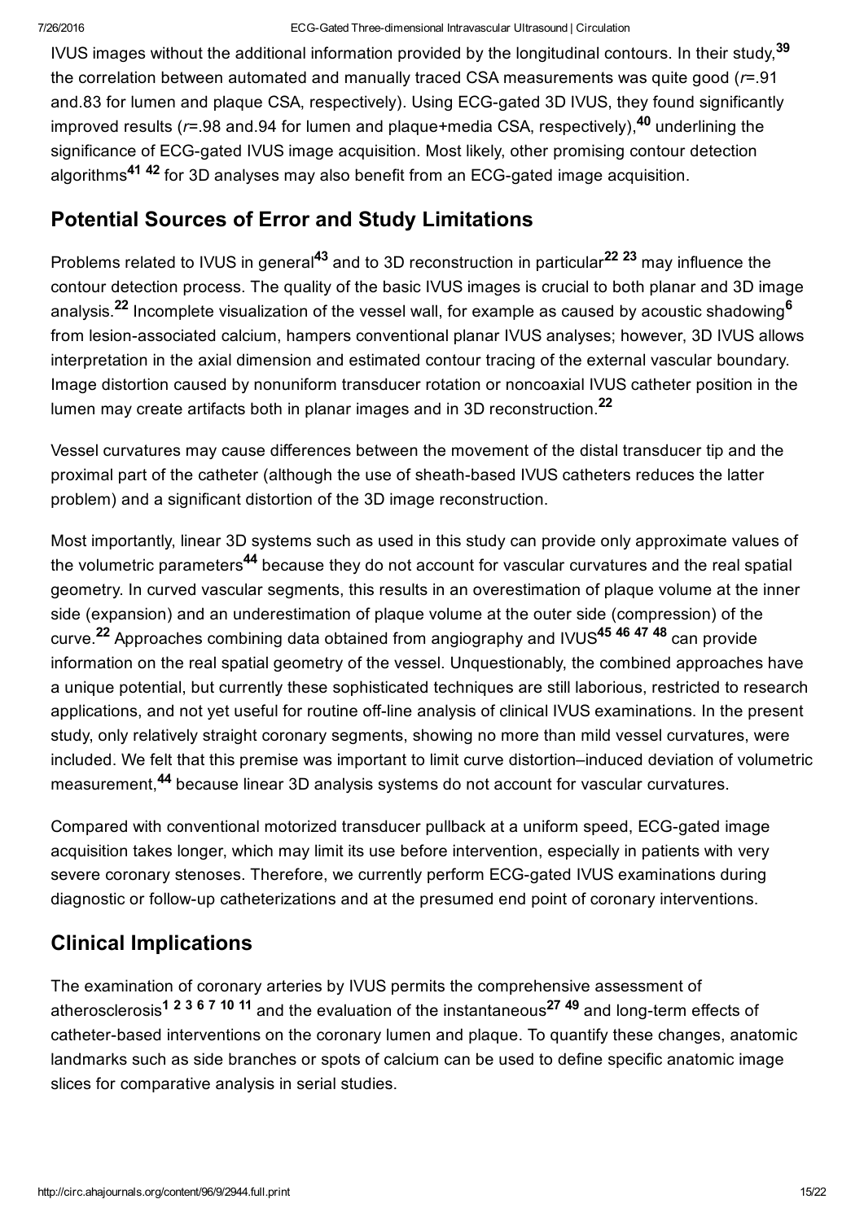IVUS images without the additional information provided by the longitudinal contours. In their study,[39] the correlation between automated and manually traced CSA measurements was quite good ($r$=.91 and.83 for lumen and plaque CSA, respectively). Using ECG-gated 3D IVUS, they found significantly improved results ($r$=.98 and.94 for lumen and plaque+media CSA, respectively),[40] underlining the significance of ECG-gated IVUS image acquisition. Most likely, other promising contour detection algorithms[41,42] for 3D analyses may also benefit from an ECG-gated image acquisition.

## Potential Sources of Error and Study Limitations

Problems related to IVUS in general[43] and to 3D reconstruction in particular[22,23] may influence the contour detection process. The quality of the basic IVUS images is crucial to both planar and 3D image analysis.[22] Incomplete visualization of the vessel wall, for example as caused by acoustic shadowing[6] from lesion-associated calcium, hampers conventional planar IVUS analyses; however, 3D IVUS allows interpretation in the axial dimension and estimated contour tracing of the external vascular boundary. Image distortion caused by nonuniform transducer rotation or noncoaxial IVUS catheter position in the lumen may create artifacts both in planar images and in 3D reconstruction.[22]

Vessel curvatures may cause differences between the movement of the distal transducer tip and the proximal part of the catheter (although the use of sheath-based IVUS catheters reduces the latter problem) and a significant distortion of the 3D image reconstruction.

Most importantly, linear 3D systems such as used in this study can provide only approximate values of the volumetric parameters[44] because they do not account for vascular curvatures and the real spatial geometry. In curved vascular segments, this results in an overestimation of plaque volume at the inner side (expansion) and an underestimation of plaque volume at the outer side (compression) of the curve.[22] Approaches combining data obtained from angiography and IVUS[45,46,47,48] can provide information on the real spatial geometry of the vessel. Unquestionably, the combined approaches have a unique potential, but currently these sophisticated techniques are still laborious, restricted to research applications, and not yet useful for routine off-line analysis of clinical IVUS examinations. In the present study, only relatively straight coronary segments, showing no more than mild vessel curvatures, were included. We felt that this premise was important to limit curve distortion–induced deviation of volumetric measurement,[44] because linear 3D analysis systems do not account for vascular curvatures.

Compared with conventional motorized transducer pullback at a uniform speed, ECG-gated image acquisition takes longer, which may limit its use before intervention, especially in patients with very severe coronary stenoses. Therefore, we currently perform ECG-gated IVUS examinations during diagnostic or follow-up catheterizations and at the presumed end point of coronary interventions.

## Clinical Implications

The examination of coronary arteries by IVUS permits the comprehensive assessment of atherosclerosis[1,2,3,6,7,10,11] and the evaluation of the instantaneous[27,49] and long-term effects of catheter-based interventions on the coronary lumen and plaque. To quantify these changes, anatomic landmarks such as side branches or spots of calcium can be used to define specific anatomic image slices for comparative analysis in serial studies.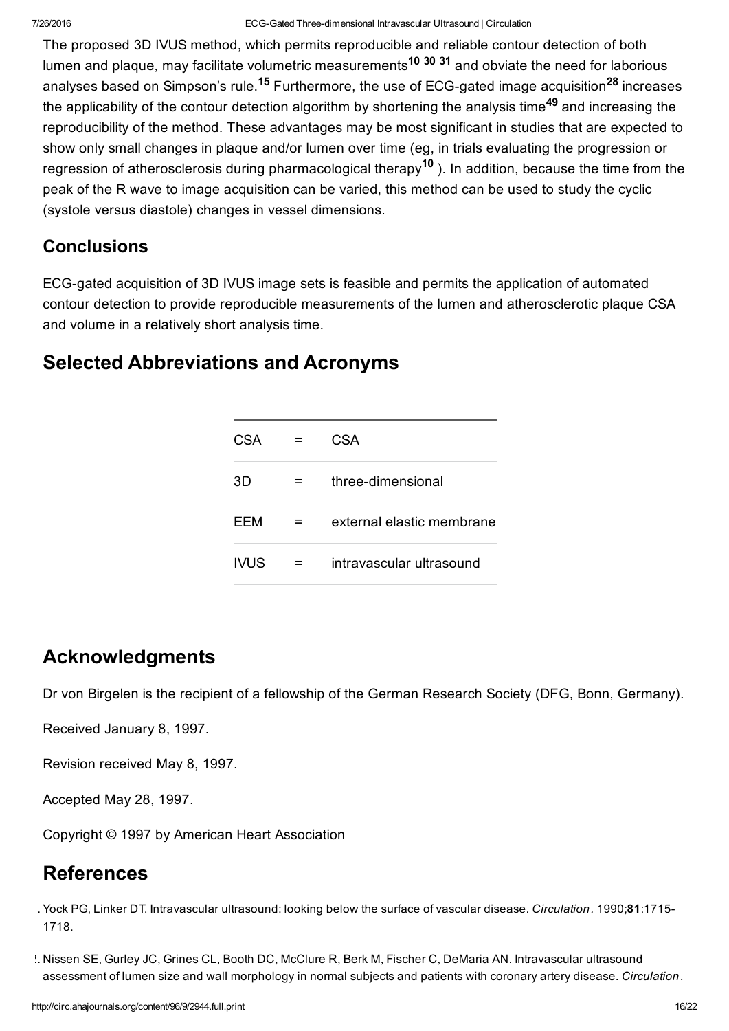The proposed 3D IVUS method, which permits reproducible and reliable contour detection of both lumen and plaque, may facilitate volumetric measurements[10 30 31] and obviate the need for laborious analyses based on Simpson's rule.[15] Furthermore, the use of ECG-gated image acquisition[28] increases the applicability of the contour detection algorithm by shortening the analysis time[49] and increasing the reproducibility of the method. These advantages may be most significant in studies that are expected to show only small changes in plaque and/or lumen over time (eg, in trials evaluating the progression or regression of atherosclerosis during pharmacological therapy[10] ). In addition, because the time from the peak of the R wave to image acquisition can be varied, this method can be used to study the cyclic (systole versus diastole) changes in vessel dimensions.

## Conclusions

ECG-gated acquisition of 3D IVUS image sets is feasible and permits the application of automated contour detection to provide reproducible measurements of the lumen and atherosclerotic plaque CSA and volume in a relatively short analysis time.

## Selected Abbreviations and Acronyms

| | | |
|---|---|---|
| CSA | = | CSA |
| 3D | = | three-dimensional |
| EEM | = | external elastic membrane |
| IVUS | = | intravascular ultrasound |

## Acknowledgments

Dr von Birgelen is the recipient of a fellowship of the German Research Society (DFG, Bonn, Germany).

Received January 8, 1997.

Revision received May 8, 1997.

Accepted May 28, 1997.

Copyright © 1997 by American Heart Association

## References

1. Yock PG, Linker DT. Intravascular ultrasound: looking below the surface of vascular disease. *Circulation*. 1990;**81**:1715-1718.
2. Nissen SE, Gurley JC, Grines CL, Booth DC, McClure R, Berk M, Fischer C, DeMaria AN. Intravascular ultrasound assessment of lumen size and wall morphology in normal subjects and patients with coronary artery disease. *Circulation*.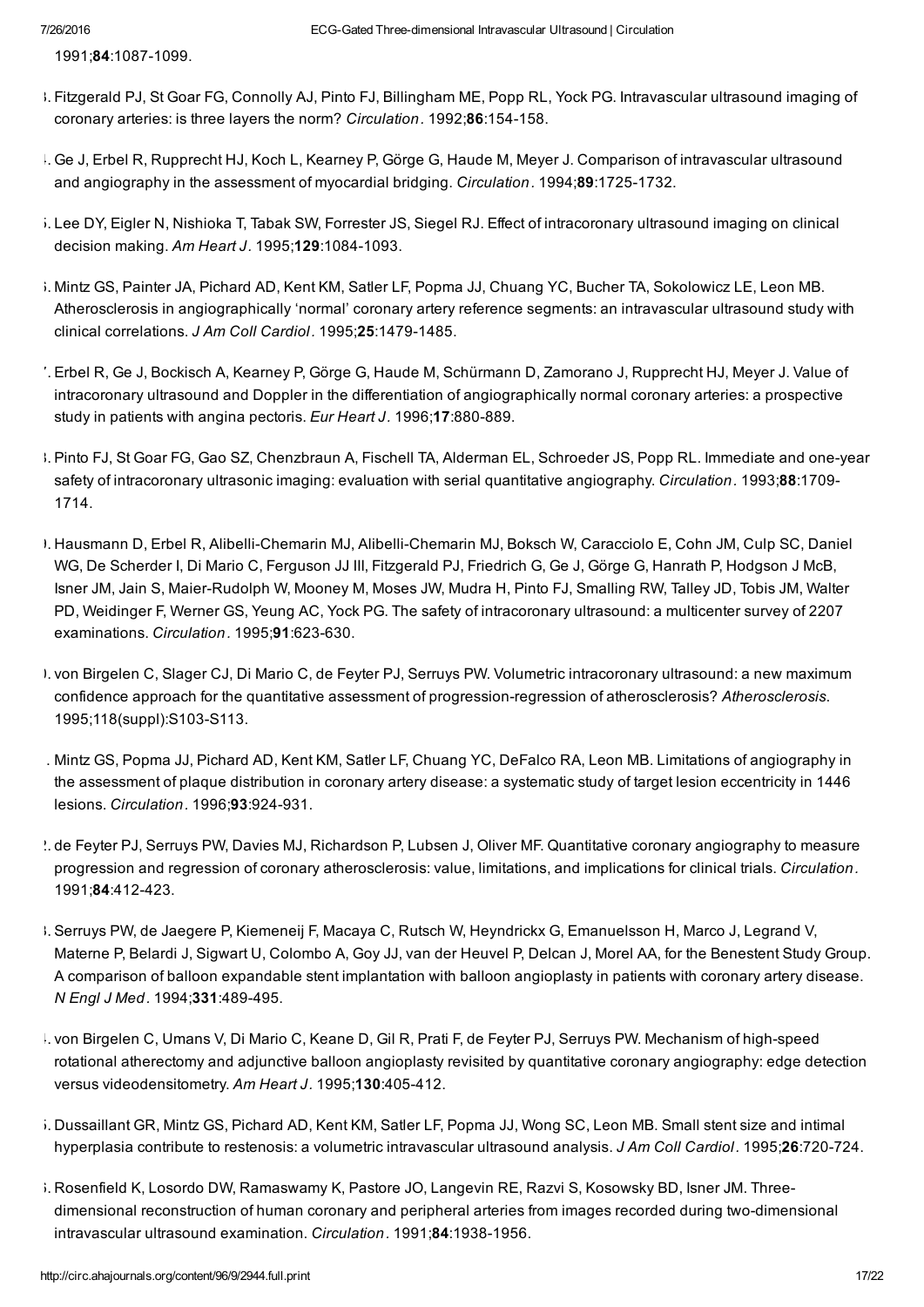1991;**84**:1087-1099.

3. Fitzgerald PJ, St Goar FG, Connolly AJ, Pinto FJ, Billingham ME, Popp RL, Yock PG. Intravascular ultrasound imaging of coronary arteries: is three layers the norm? *Circulation*. 1992;**86**:154-158.

4. Ge J, Erbel R, Rupprecht HJ, Koch L, Kearney P, Görge G, Haude M, Meyer J. Comparison of intravascular ultrasound and angiography in the assessment of myocardial bridging. *Circulation*. 1994;**89**:1725-1732.

5. Lee DY, Eigler N, Nishioka T, Tabak SW, Forrester JS, Siegel RJ. Effect of intracoronary ultrasound imaging on clinical decision making. *Am Heart J*. 1995;**129**:1084-1093.

6. Mintz GS, Painter JA, Pichard AD, Kent KM, Satler LF, Popma JJ, Chuang YC, Bucher TA, Sokolowicz LE, Leon MB. Atherosclerosis in angiographically 'normal' coronary artery reference segments: an intravascular ultrasound study with clinical correlations. *J Am Coll Cardiol*. 1995;**25**:1479-1485.

7. Erbel R, Ge J, Bockisch A, Kearney P, Görge G, Haude M, Schürmann D, Zamorano J, Rupprecht HJ, Meyer J. Value of intracoronary ultrasound and Doppler in the differentiation of angiographically normal coronary arteries: a prospective study in patients with angina pectoris. *Eur Heart J*. 1996;**17**:880-889.

8. Pinto FJ, St Goar FG, Gao SZ, Chenzbraun A, Fischell TA, Alderman EL, Schroeder JS, Popp RL. Immediate and one-year safety of intracoronary ultrasonic imaging: evaluation with serial quantitative angiography. *Circulation*. 1993;**88**:1709-1714.

9. Hausmann D, Erbel R, Alibelli-Chemarin MJ, Alibelli-Chemarin MJ, Boksch W, Caracciolo E, Cohn JM, Culp SC, Daniel WG, De Scherder I, Di Mario C, Ferguson JJ III, Fitzgerald PJ, Friedrich G, Ge J, Görge G, Hanrath P, Hodgson J McB, Isner JM, Jain S, Maier-Rudolph W, Mooney M, Moses JW, Mudra H, Pinto FJ, Smalling RW, Talley JD, Tobis JM, Walter PD, Weidinger F, Werner GS, Yeung AC, Yock PG. The safety of intracoronary ultrasound: a multicenter survey of 2207 examinations. *Circulation*. 1995;**91**:623-630.

10. von Birgelen C, Slager CJ, Di Mario C, de Feyter PJ, Serruys PW. Volumetric intracoronary ultrasound: a new maximum confidence approach for the quantitative assessment of progression-regression of atherosclerosis? *Atherosclerosis*. 1995;118(suppl):S103-S113.

11. Mintz GS, Popma JJ, Pichard AD, Kent KM, Satler LF, Chuang YC, DeFalco RA, Leon MB. Limitations of angiography in the assessment of plaque distribution in coronary artery disease: a systematic study of target lesion eccentricity in 1446 lesions. *Circulation*. 1996;**93**:924-931.

12. de Feyter PJ, Serruys PW, Davies MJ, Richardson P, Lubsen J, Oliver MF. Quantitative coronary angiography to measure progression and regression of coronary atherosclerosis: value, limitations, and implications for clinical trials. *Circulation*. 1991;**84**:412-423.

13. Serruys PW, de Jaegere P, Kiemeneij F, Macaya C, Rutsch W, Heyndrickx G, Emanuelsson H, Marco J, Legrand V, Materne P, Belardi J, Sigwart U, Colombo A, Goy JJ, van der Heuvel P, Delcan J, Morel AA, for the Benestent Study Group. A comparison of balloon expandable stent implantation with balloon angioplasty in patients with coronary artery disease. *N Engl J Med*. 1994;**331**:489-495.

14. von Birgelen C, Umans V, Di Mario C, Keane D, Gil R, Prati F, de Feyter PJ, Serruys PW. Mechanism of high-speed rotational atherectomy and adjunctive balloon angioplasty revisited by quantitative coronary angiography: edge detection versus videodensitometry. *Am Heart J*. 1995;**130**:405-412.

15. Dussaillant GR, Mintz GS, Pichard AD, Kent KM, Satler LF, Popma JJ, Wong SC, Leon MB. Small stent size and intimal hyperplasia contribute to restenosis: a volumetric intravascular ultrasound analysis. *J Am Coll Cardiol*. 1995;**26**:720-724.

16. Rosenfield K, Losordo DW, Ramaswamy K, Pastore JO, Langevin RE, Razvi S, Kosowsky BD, Isner JM. Three-dimensional reconstruction of human coronary and peripheral arteries from images recorded during two-dimensional intravascular ultrasound examination. *Circulation*. 1991;**84**:1938-1956.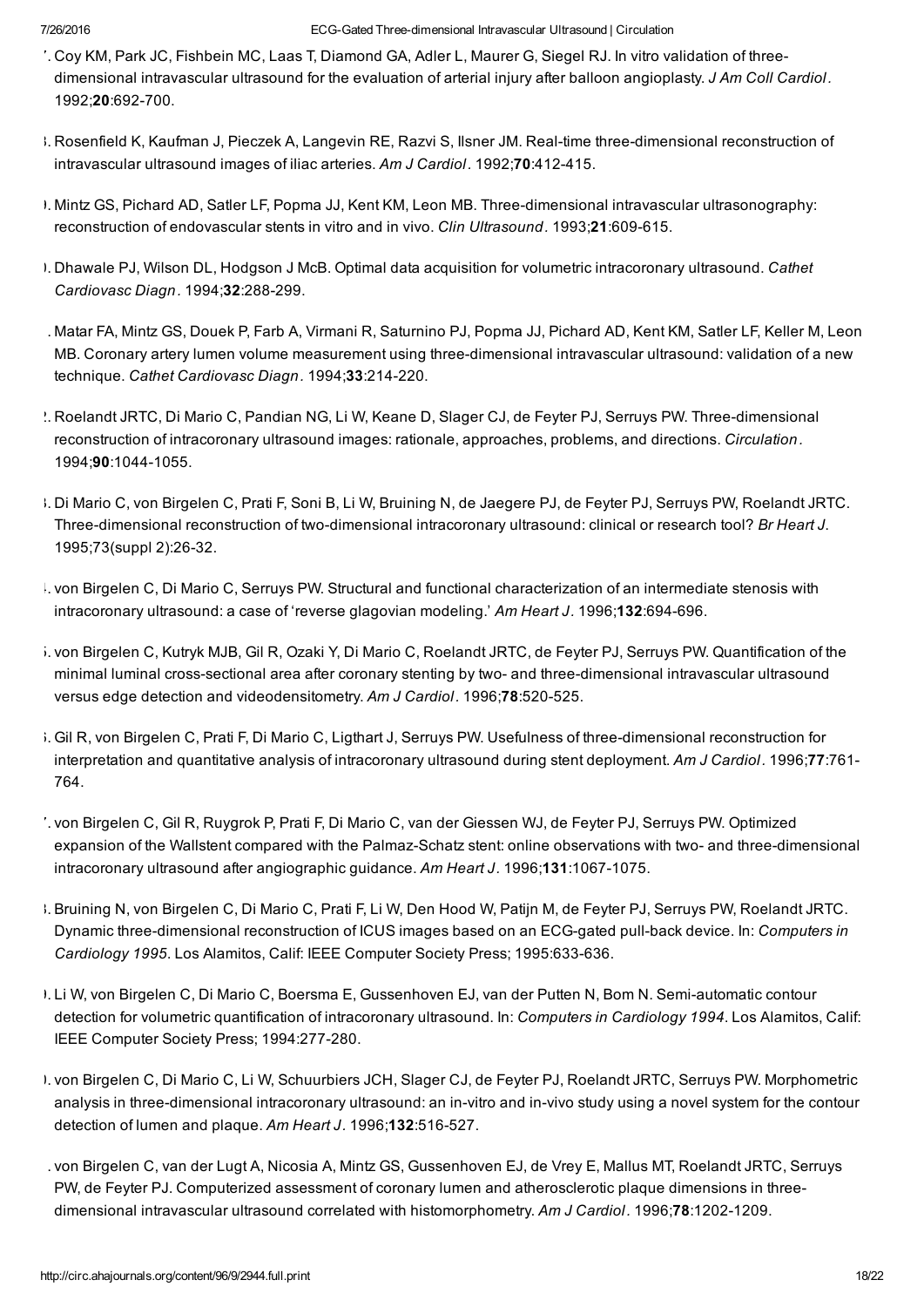7. Coy KM, Park JC, Fishbein MC, Laas T, Diamond GA, Adler L, Maurer G, Siegel RJ. In vitro validation of three-dimensional intravascular ultrasound for the evaluation of arterial injury after balloon angioplasty. *J Am Coll Cardiol*. 1992;**20**:692-700.

8. Rosenfield K, Kaufman J, Pieczek A, Langevin RE, Razvi S, Ilsner JM. Real-time three-dimensional reconstruction of intravascular ultrasound images of iliac arteries. *Am J Cardiol*. 1992;**70**:412-415.

9. Mintz GS, Pichard AD, Satler LF, Popma JJ, Kent KM, Leon MB. Three-dimensional intravascular ultrasonography: reconstruction of endovascular stents in vitro and in vivo. *Clin Ultrasound*. 1993;**21**:609-615.

10. Dhawale PJ, Wilson DL, Hodgson J McB. Optimal data acquisition for volumetric intracoronary ultrasound. *Cathet Cardiovasc Diagn*. 1994;**32**:288-299.

11. Matar FA, Mintz GS, Douek P, Farb A, Virmani R, Saturnino PJ, Popma JJ, Pichard AD, Kent KM, Satler LF, Keller M, Leon MB. Coronary artery lumen volume measurement using three-dimensional intravascular ultrasound: validation of a new technique. *Cathet Cardiovasc Diagn*. 1994;**33**:214-220.

12. Roelandt JRTC, Di Mario C, Pandian NG, Li W, Keane D, Slager CJ, de Feyter PJ, Serruys PW. Three-dimensional reconstruction of intracoronary ultrasound images: rationale, approaches, problems, and directions. *Circulation*. 1994;**90**:1044-1055.

13. Di Mario C, von Birgelen C, Prati F, Soni B, Li W, Bruining N, de Jaegere PJ, de Feyter PJ, Serruys PW, Roelandt JRTC. Three-dimensional reconstruction of two-dimensional intracoronary ultrasound: clinical or research tool? *Br Heart J*. 1995;73(suppl 2):26-32.

14. von Birgelen C, Di Mario C, Serruys PW. Structural and functional characterization of an intermediate stenosis with intracoronary ultrasound: a case of 'reverse glagovian modeling.' *Am Heart J*. 1996;**132**:694-696.

15. von Birgelen C, Kutryk MJB, Gil R, Ozaki Y, Di Mario C, Roelandt JRTC, de Feyter PJ, Serruys PW. Quantification of the minimal luminal cross-sectional area after coronary stenting by two- and three-dimensional intravascular ultrasound versus edge detection and videodensitometry. *Am J Cardiol*. 1996;**78**:520-525.

16. Gil R, von Birgelen C, Prati F, Di Mario C, Ligthart J, Serruys PW. Usefulness of three-dimensional reconstruction for interpretation and quantitative analysis of intracoronary ultrasound during stent deployment. *Am J Cardiol*. 1996;**77**:761-764.

17. von Birgelen C, Gil R, Ruygrok P, Prati F, Di Mario C, van der Giessen WJ, de Feyter PJ, Serruys PW. Optimized expansion of the Wallstent compared with the Palmaz-Schatz stent: online observations with two- and three-dimensional intracoronary ultrasound after angiographic guidance. *Am Heart J*. 1996;**131**:1067-1075.

18. Bruining N, von Birgelen C, Di Mario C, Prati F, Li W, Den Hood W, Patijn M, de Feyter PJ, Serruys PW, Roelandt JRTC. Dynamic three-dimensional reconstruction of ICUS images based on an ECG-gated pull-back device. In: *Computers in Cardiology 1995*. Los Alamitos, Calif: IEEE Computer Society Press; 1995:633-636.

19. Li W, von Birgelen C, Di Mario C, Boersma E, Gussenhoven EJ, van der Putten N, Bom N. Semi-automatic contour detection for volumetric quantification of intracoronary ultrasound. In: *Computers in Cardiology 1994*. Los Alamitos, Calif: IEEE Computer Society Press; 1994:277-280.

20. von Birgelen C, Di Mario C, Li W, Schuurbiers JCH, Slager CJ, de Feyter PJ, Roelandt JRTC, Serruys PW. Morphometric analysis in three-dimensional intracoronary ultrasound: an in-vitro and in-vivo study using a novel system for the contour detection of lumen and plaque. *Am Heart J*. 1996;**132**:516-527.

21. von Birgelen C, van der Lugt A, Nicosia A, Mintz GS, Gussenhoven EJ, de Vrey E, Mallus MT, Roelandt JRTC, Serruys PW, de Feyter PJ. Computerized assessment of coronary lumen and atherosclerotic plaque dimensions in three-dimensional intravascular ultrasound correlated with histomorphometry. *Am J Cardiol*. 1996;**78**:1202-1209.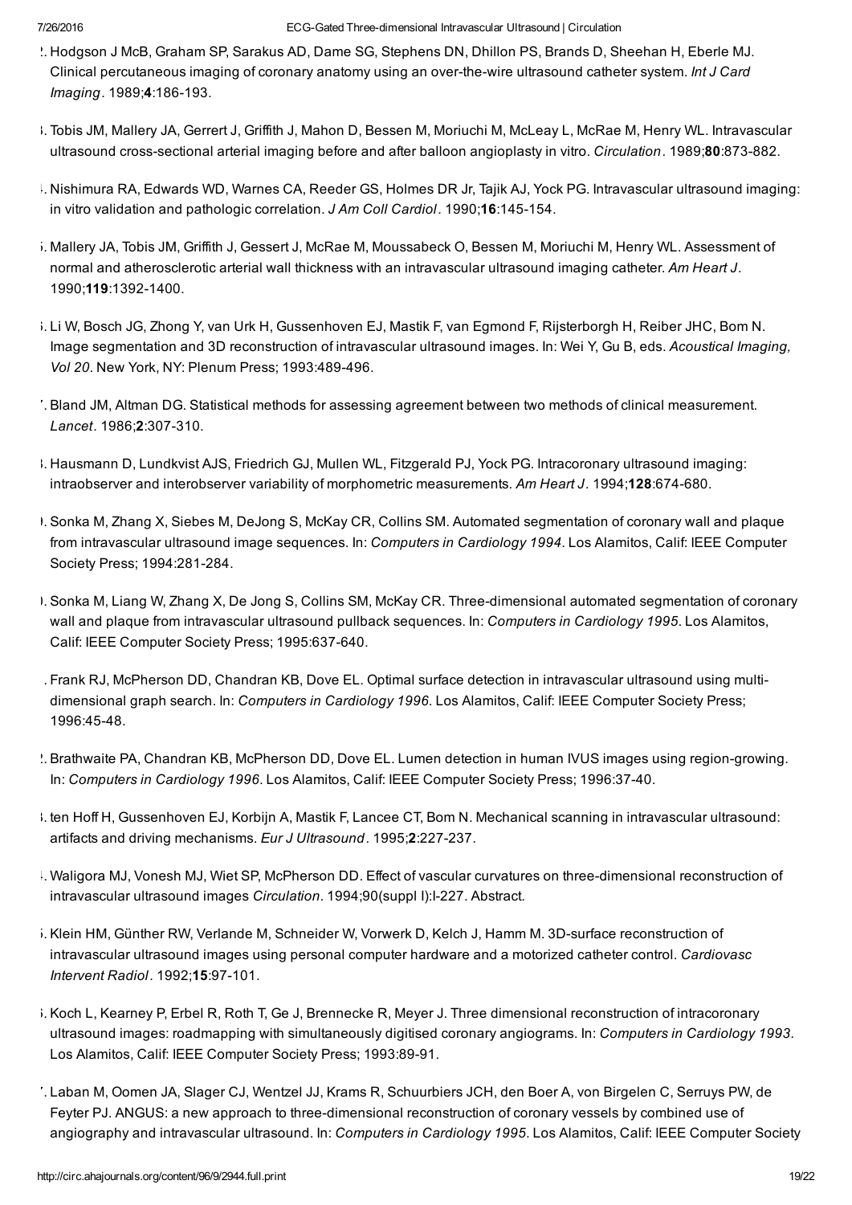22. Hodgson J McB, Graham SP, Sarakus AD, Dame SG, Stephens DN, Dhillon PS, Brands D, Sheehan H, Eberle MJ. Clinical percutaneous imaging of coronary anatomy using an over-the-wire ultrasound catheter system. *Int J Card Imaging*. 1989;**4**:186-193.

23. Tobis JM, Mallery JA, Gerrert J, Griffith J, Mahon D, Bessen M, Moriuchi M, McLeay L, McRae M, Henry WL. Intravascular ultrasound cross-sectional arterial imaging before and after balloon angioplasty in vitro. *Circulation*. 1989;**80**:873-882.

24. Nishimura RA, Edwards WD, Warnes CA, Reeder GS, Holmes DR Jr, Tajik AJ, Yock PG. Intravascular ultrasound imaging: in vitro validation and pathologic correlation. *J Am Coll Cardiol*. 1990;**16**:145-154.

25. Mallery JA, Tobis JM, Griffith J, Gessert J, McRae M, Moussabeck O, Bessen M, Moriuchi M, Henry WL. Assessment of normal and atherosclerotic arterial wall thickness with an intravascular ultrasound imaging catheter. *Am Heart J*. 1990;**119**:1392-1400.

26. Li W, Bosch JG, Zhong Y, van Urk H, Gussenhoven EJ, Mastik F, van Egmond F, Rijsterborgh H, Reiber JHC, Bom N. Image segmentation and 3D reconstruction of intravascular ultrasound images. In: Wei Y, Gu B, eds. *Acoustical Imaging, Vol 20*. New York, NY: Plenum Press; 1993:489-496.

27. Bland JM, Altman DG. Statistical methods for assessing agreement between two methods of clinical measurement. *Lancet*. 1986;**2**:307-310.

28. Hausmann D, Lundkvist AJS, Friedrich GJ, Mullen WL, Fitzgerald PJ, Yock PG. Intracoronary ultrasound imaging: intraobserver and interobserver variability of morphometric measurements. *Am Heart J*. 1994;**128**:674-680.

29. Sonka M, Zhang X, Siebes M, DeJong S, McKay CR, Collins SM. Automated segmentation of coronary wall and plaque from intravascular ultrasound image sequences. In: *Computers in Cardiology 1994*. Los Alamitos, Calif: IEEE Computer Society Press; 1994:281-284.

30. Sonka M, Liang W, Zhang X, De Jong S, Collins SM, McKay CR. Three-dimensional automated segmentation of coronary wall and plaque from intravascular ultrasound pullback sequences. In: *Computers in Cardiology 1995*. Los Alamitos, Calif: IEEE Computer Society Press; 1995:637-640.

31. Frank RJ, McPherson DD, Chandran KB, Dove EL. Optimal surface detection in intravascular ultrasound using multi-dimensional graph search. In: *Computers in Cardiology 1996*. Los Alamitos, Calif: IEEE Computer Society Press; 1996:45-48.

32. Brathwaite PA, Chandran KB, McPherson DD, Dove EL. Lumen detection in human IVUS images using region-growing. In: *Computers in Cardiology 1996*. Los Alamitos, Calif: IEEE Computer Society Press; 1996:37-40.

33. ten Hoff H, Gussenhoven EJ, Korbijn A, Mastik F, Lancee CT, Bom N. Mechanical scanning in intravascular ultrasound: artifacts and driving mechanisms. *Eur J Ultrasound*. 1995;**2**:227-237.

34. Waligora MJ, Vonesh MJ, Wiet SP, McPherson DD. Effect of vascular curvatures on three-dimensional reconstruction of intravascular ultrasound images *Circulation*. 1994;90(suppl I):I-227. Abstract.

35. Klein HM, Günther RW, Verlande M, Schneider W, Vorwerk D, Kelch J, Hamm M. 3D-surface reconstruction of intravascular ultrasound images using personal computer hardware and a motorized catheter control. *Cardiovasc Intervent Radiol*. 1992;**15**:97-101.

36. Koch L, Kearney P, Erbel R, Roth T, Ge J, Brennecke R, Meyer J. Three dimensional reconstruction of intracoronary ultrasound images: roadmapping with simultaneously digitised coronary angiograms. In: *Computers in Cardiology 1993*. Los Alamitos, Calif: IEEE Computer Society Press; 1993:89-91.

37. Laban M, Oomen JA, Slager CJ, Wentzel JJ, Krams R, Schuurbiers JCH, den Boer A, von Birgelen C, Serruys PW, de Feyter PJ. ANGUS: a new approach to three-dimensional reconstruction of coronary vessels by combined use of angiography and intravascular ultrasound. In: *Computers in Cardiology 1995*. Los Alamitos, Calif: IEEE Computer Society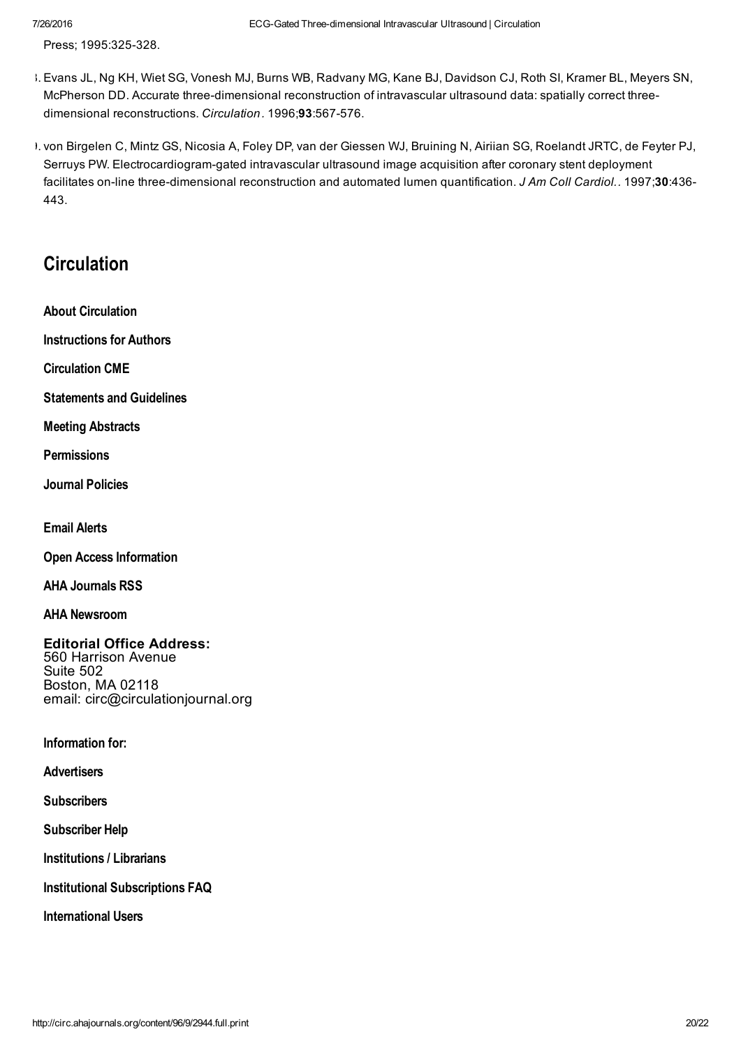Press; 1995:325-328.

8. Evans JL, Ng KH, Wiet SG, Vonesh MJ, Burns WB, Radvany MG, Kane BJ, Davidson CJ, Roth SI, Kramer BL, Meyers SN, McPherson DD. Accurate three-dimensional reconstruction of intravascular ultrasound data: spatially correct three-dimensional reconstructions. *Circulation*. 1996;**93**:567-576.

9. von Birgelen C, Mintz GS, Nicosia A, Foley DP, van der Giessen WJ, Bruining N, Airiian SG, Roelandt JRTC, de Feyter PJ, Serruys PW. Electrocardiogram-gated intravascular ultrasound image acquisition after coronary stent deployment facilitates on-line three-dimensional reconstruction and automated lumen quantification. *J Am Coll Cardiol.*. 1997;**30**:436-443.

## Circulation

**About Circulation**

**Instructions for Authors**

**Circulation CME**

**Statements and Guidelines**

**Meeting Abstracts**

**Permissions**

**Journal Policies**

**Email Alerts**

**Open Access Information**

**AHA Journals RSS**

**AHA Newsroom**

**Editorial Office Address:**
560 Harrison Avenue
Suite 502
Boston, MA 02118
email: circ@circulationjournal.org

**Information for:**

**Advertisers**

**Subscribers**

**Subscriber Help**

**Institutions / Librarians**

**Institutional Subscriptions FAQ**

**International Users**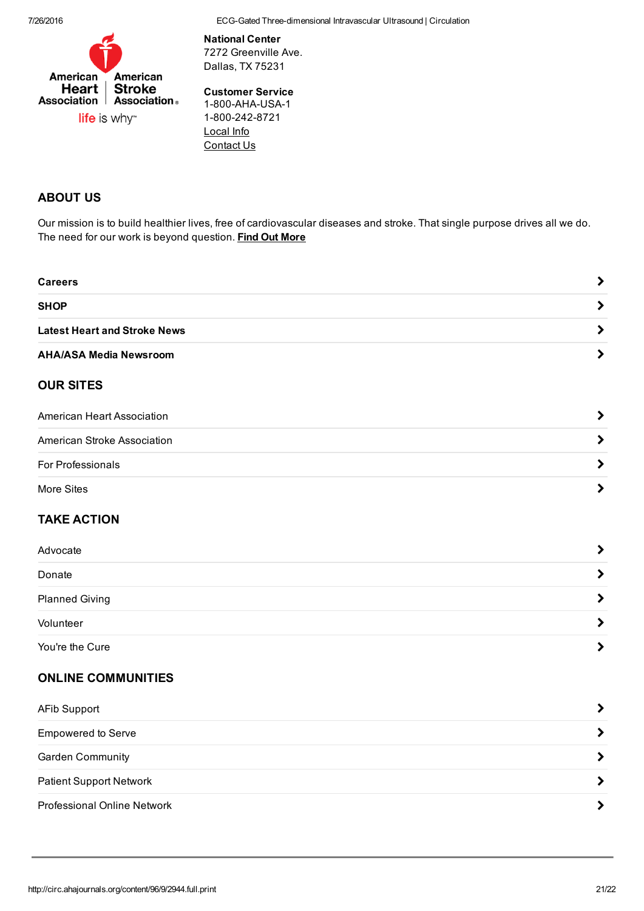American Heart Association | American Stroke Association

life is why™

**National Center**
7272 Greenville Ave.
Dallas, TX 75231

**Customer Service**
1-800-AHA-USA-1
1-800-242-8721
Local Info
Contact Us

## ABOUT US

Our mission is to build healthier lives, free of cardiovascular diseases and stroke. That single purpose drives all we do. The need for our work is beyond question. **Find Out More**

**Careers**

**SHOP**

**Latest Heart and Stroke News**

**AHA/ASA Media Newsroom**

## OUR SITES

American Heart Association

American Stroke Association

For Professionals

More Sites

## TAKE ACTION

Advocate

Donate

Planned Giving

Volunteer

You're the Cure

## ONLINE COMMUNITIES

AFib Support

Empowered to Serve

Garden Community

Patient Support Network

Professional Online Network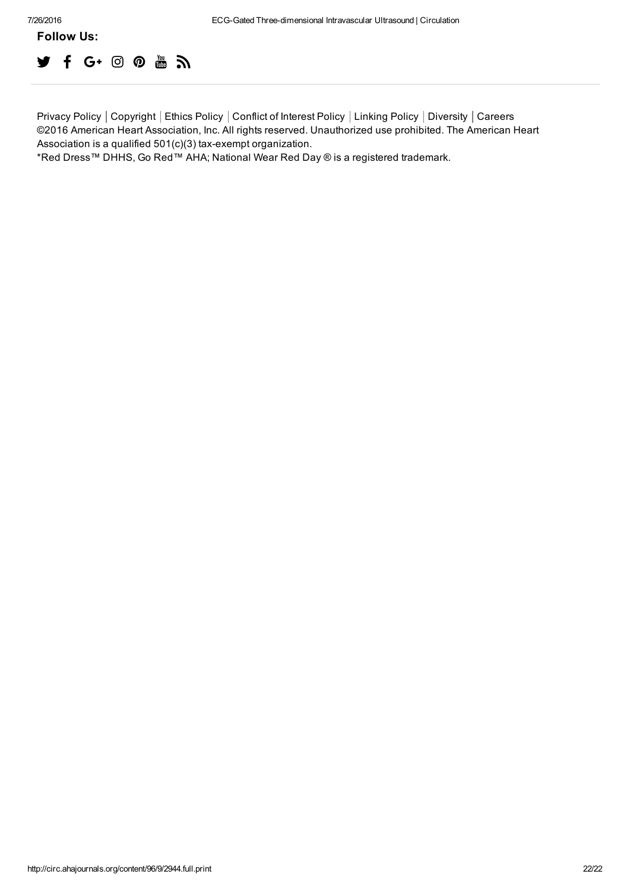**Follow Us:**

Privacy Policy | Copyright | Ethics Policy | Conflict of Interest Policy | Linking Policy | Diversity | Careers

©2016 American Heart Association, Inc. All rights reserved. Unauthorized use prohibited. The American Heart Association is a qualified 501(c)(3) tax-exempt organization.

*Red Dress™ DHHS, Go Red™ AHA; National Wear Red Day ® is a registered trademark.